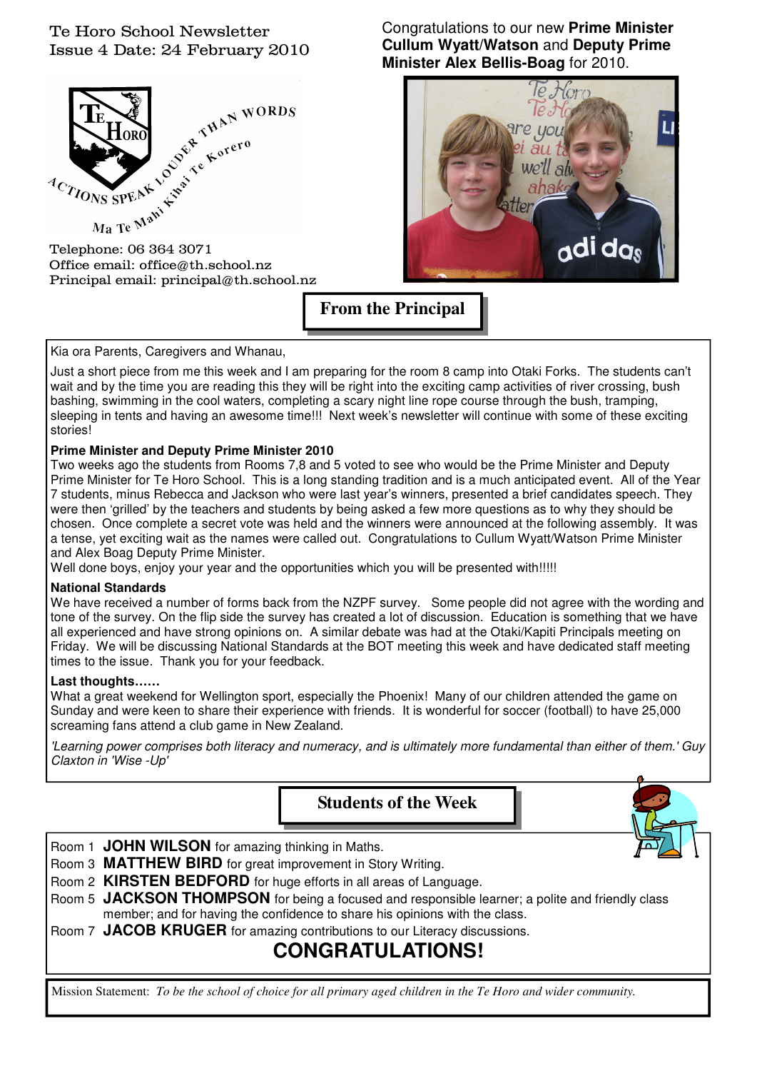Te Horo School Newsletter
Issue 4 Date: 24 February 2010

Telephone: 06 364 3071
Office email: office@th.school.nz
Principal email: principal@th.school.nz

Congratulations to our new **Prime Minister Cullum Wyatt/Watson** and **Deputy Prime Minister Alex Bellis-Boag** for 2010.

## From the Principal

Kia ora Parents, Caregivers and Whanau,

Just a short piece from me this week and I am preparing for the room 8 camp into Otaki Forks. The students can't wait and by the time you are reading this they will be right into the exciting camp activities of river crossing, bush bashing, swimming in the cool waters, completing a scary night line rope course through the bush, tramping, sleeping in tents and having an awesome time!!! Next week's newsletter will continue with some of these exciting stories!

**Prime Minister and Deputy Prime Minister 2010**

Two weeks ago the students from Rooms 7,8 and 5 voted to see who would be the Prime Minister and Deputy Prime Minister for Te Horo School. This is a long standing tradition and is a much anticipated event. All of the Year 7 students, minus Rebecca and Jackson who were last year's winners, presented a brief candidates speech. They were then 'grilled' by the teachers and students by being asked a few more questions as to why they should be chosen. Once complete a secret vote was held and the winners were announced at the following assembly. It was a tense, yet exciting wait as the names were called out. Congratulations to Cullum Wyatt/Watson Prime Minister and Alex Boag Deputy Prime Minister.

Well done boys, enjoy your year and the opportunities which you will be presented with!!!!!

**National Standards**

We have received a number of forms back from the NZPF survey. Some people did not agree with the wording and tone of the survey. On the flip side the survey has created a lot of discussion. Education is something that we have all experienced and have strong opinions on. A similar debate was had at the Otaki/Kapiti Principals meeting on Friday. We will be discussing National Standards at the BOT meeting this week and have dedicated staff meeting times to the issue. Thank you for your feedback.

**Last thoughts……**

What a great weekend for Wellington sport, especially the Phoenix! Many of our children attended the game on Sunday and were keen to share their experience with friends. It is wonderful for soccer (football) to have 25,000 screaming fans attend a club game in New Zealand.

*'Learning power comprises both literacy and numeracy, and is ultimately more fundamental than either of them.' Guy Claxton in 'Wise -Up'*

## Students of the Week

Room 1 **JOHN WILSON** for amazing thinking in Maths.
Room 3 **MATTHEW BIRD** for great improvement in Story Writing.
Room 2 **KIRSTEN BEDFORD** for huge efforts in all areas of Language.
Room 5 **JACKSON THOMPSON** for being a focused and responsible learner; a polite and friendly class member; and for having the confidence to share his opinions with the class.
Room 7 **JACOB KRUGER** for amazing contributions to our Literacy discussions.

**CONGRATULATIONS!**

Mission Statement: *To be the school of choice for all primary aged children in the Te Horo and wider community.*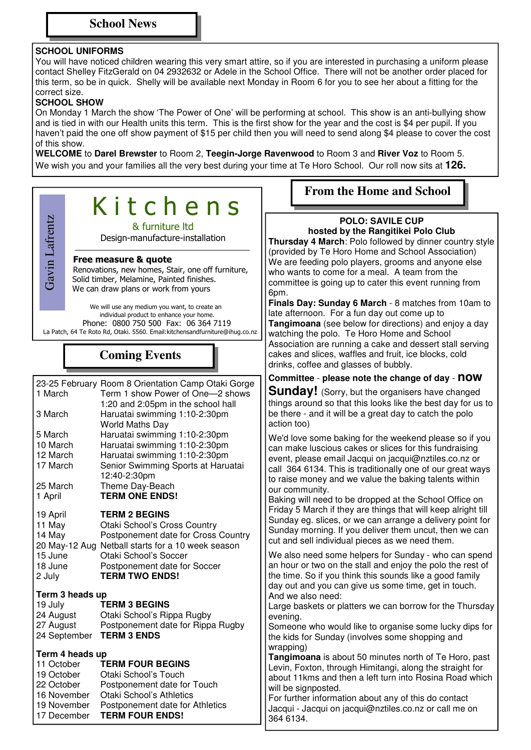## School News

**SCHOOL UNIFORMS**

You will have noticed children wearing this very smart attire, so if you are interested in purchasing a uniform please contact Shelley FitzGerald on 04 2932632 or Adele in the School Office. There will not be another order placed for this term, so be in quick. Shelly will be available next Monday in Room 6 for you to see her about a fitting for the correct size.

**SCHOOL SHOW**

On Monday 1 March the show 'The Power of One' will be performing at school. This show is an anti-bullying show and is tied in with our Health units this term. This is the first show for the year and the cost is $4 per pupil. If you haven't paid the one off show payment of $15 per child then you will need to send along $4 please to cover the cost of this show.

**WELCOME** to **Darel Brewster** to Room 2, **Teegin-Jorge Ravenwood** to Room 3 and **River Voz** to Room 5. We wish you and your families all the very best during your time at Te Horo School. Our roll now sits at **126.**

---

Gavin Lafrentz

# Kitchens

& furniture ltd

Design-manufacture-installation

**Free measure & quote**

Renovations, new homes, Stair, one off furniture, Solid timber, Melamine, Painted finishes.
We can draw plans or work from yours

We will use any medium you want, to create an individual product to enhance your home.

Phone: 0800 750 500 Fax: 06 364 7119

La Patch, 64 Te Roto Rd, Otaki. 5560. Email:kitchensandfurniture@ihug.co.nz

---

## Coming Events

| | |
|---|---|
| 23-25 February | Room 8 Orientation Camp Otaki Gorge |
| 1 March | Term 1 show Power of One—2 shows 1:20 and 2:05pm in the school hall |
| 3 March | Haruatai swimming 1:10-2:30pm World Maths Day |
| 5 March | Haruatai swimming 1:10-2:30pm |
| 10 March | Haruatai swimming 1:10-2:30pm |
| 12 March | Haruatai swimming 1:10-2:30pm |
| 17 March | Senior Swimming Sports at Haruatai 12:40-2:30pm |
| 25 March | Theme Day-Beach |
| 1 April | **TERM ONE ENDS!** |
| 19 April | **TERM 2 BEGINS** |
| 11 May | Otaki School's Cross Country |
| 14 May | Postponement date for Cross Country |
| 20 May-12 Aug | Netball starts for a 10 week season |
| 15 June | Otaki School's Soccer |
| 18 June | Postponement date for Soccer |
| 2 July | **TERM TWO ENDS!** |

**Term 3 heads up**

| | |
|---|---|
| 19 July | **TERM 3 BEGINS** |
| 24 August | Otaki School's Rippa Rugby |
| 27 August | Postponement date for Rippa Rugby |
| 24 September | **TERM 3 ENDS** |

**Term 4 heads up**

| | |
|---|---|
| 11 October | **TERM FOUR BEGINS** |
| 19 October | Otaki School's Touch |
| 22 October | Postponement date for Touch |
| 16 November | Otaki School's Athletics |
| 19 November | Postponement date for Athletics |
| 17 December | **TERM FOUR ENDS!** |

---

## From the Home and School

**POLO: SAVILE CUP**
**hosted by the Rangitikei Polo Club**

**Thursday 4 March**: Polo followed by dinner country style (provided by Te Horo Home and School Association) We are feeding polo players, grooms and anyone else who wants to come for a meal. A team from the committee is going up to cater this event running from 6pm.

**Finals Day: Sunday 6 March** - 8 matches from 10am to late afternoon. For a fun day out come up to **Tangimoana** (see below for directions) and enjoy a day watching the polo. Te Horo Home and School Association are running a cake and dessert stall serving cakes and slices, waffles and fruit, ice blocks, cold drinks, coffee and glasses of bubbly.

**Committee - please note the change of day - now Sunday!** (Sorry, but the organisers have changed things around so that this looks like the best day for us to be there - and it will be a great day to catch the polo action too)

We'd love some baking for the weekend please so if you can make luscious cakes or slices for this fundraising event, please email Jacqui on jacqui@nztiles.co.nz or call 364 6134. This is traditionally one of our great ways to raise money and we value the baking talents within our community.

Baking will need to be dropped at the School Office on Friday 5 March if they are things that will keep alright till Sunday eg. slices, or we can arrange a delivery point for Sunday morning. If you deliver them uncut, then we can cut and sell individual pieces as we need them.

We also need some helpers for Sunday - who can spend an hour or two on the stall and enjoy the polo the rest of the time. So if you think this sounds like a good family day out and you can give us some time, get in touch.

And we also need:

Large baskets or platters we can borrow for the Thursday evening.

Someone who would like to organise some lucky dips for the kids for Sunday (involves some shopping and wrapping)

**Tangimoana** is about 50 minutes north of Te Horo, past Levin, Foxton, through Himitangi, along the straight for about 11kms and then a left turn into Rosina Road which will be signposted.

For further information about any of this do contact Jacqui - Jacqui on jacqui@nztiles.co.nz or call me on 364 6134.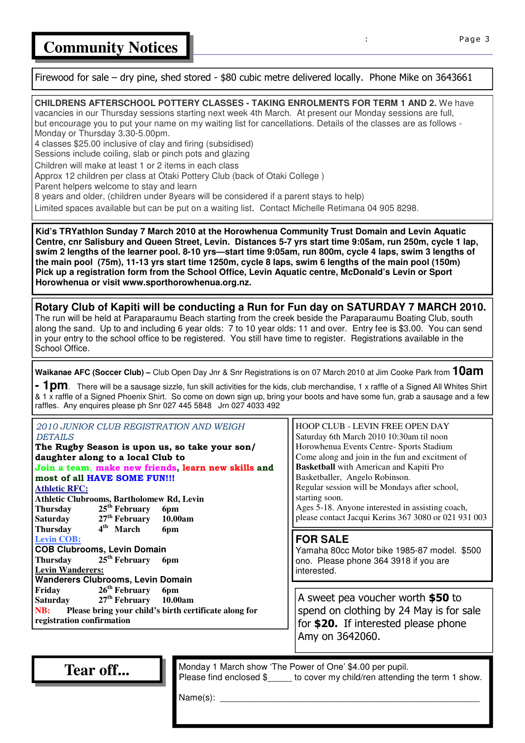# Community Notices

Firewood for sale – dry pine, shed stored - $80 cubic metre delivered locally. Phone Mike on 3643661

**CHILDRENS AFTERSCHOOL POTTERY CLASSES - TAKING ENROLMENTS FOR TERM 1 AND 2.** We have vacancies in our Thursday sessions starting next week 4th March. At present our Monday sessions are full, but encourage you to put your name on my waiting list for cancellations. Details of the classes are as follows - Monday or Thursday 3.30-5.00pm.

4 classes $25.00 inclusive of clay and firing (subsidised)

Sessions include coiling, slab or pinch pots and glazing

Children will make at least 1 or 2 items in each class

Approx 12 children per class at Otaki Pottery Club (back of Otaki College )

Parent helpers welcome to stay and learn

8 years and older, (children under 8years will be considered if a parent stays to help)

Limited spaces available but can be put on a waiting list. Contact Michelle Retimana 04 905 8298.

**Kid's TRYathlon Sunday 7 March 2010 at the Horowhenua Community Trust Domain and Levin Aquatic Centre, cnr Salisbury and Queen Street, Levin. Distances 5-7 yrs start time 9:05am, run 250m, cycle 1 lap, swim 2 lengths of the learner pool. 8-10 yrs—start time 9:05am, run 800m, cycle 4 laps, swim 3 lengths of the main pool (75m), 11-13 yrs start time 1250m, cycle 8 laps, swim 6 lengths of the main pool (150m) Pick up a registration form from the School Office, Levin Aquatic centre, McDonald's Levin or Sport Horowhenua or visit www.sporthorowhenua.org.nz.**

**Rotary Club of Kapiti will be conducting a Run for Fun day on SATURDAY 7 MARCH 2010.**
The run will be held at Paraparaumu Beach starting from the creek beside the Paraparaumu Boating Club, south along the sand. Up to and including 6 year olds: 7 to 10 year olds: 11 and over. Entry fee is $3.00. You can send in your entry to the school office to be registered. You still have time to register. Registrations available in the School Office.

**Waikanae AFC (Soccer Club) –** Club Open Day Jnr & Snr Registrations is on 07 March 2010 at Jim Cooke Park from **10am - 1pm**. There will be a sausage sizzle, fun skill activities for the kids, club merchandise, 1 x raffle of a Signed All Whites Shirt & 1 x raffle of a Signed Phoenix Shirt. So come on down sign up, bring your boots and have some fun, grab a sausage and a few raffles. Any enquires please ph Snr 027 445 5848 Jrn 027 4033 492

*2010 JUNIOR CLUB REGISTRATION AND WEIGH DETAILS*

**The Rugby Season is upon us, so take your son/ daughter along to a local Club to**

**Join a team, make new friends, learn new skills and most of all HAVE SOME FUN!!!**

**Athletic RFC:**

**Athletic Clubrooms, Bartholomew Rd, Levin**

| | | |
|---|---|---|
| **Thursday** | **25th February** | **6pm** |
| **Saturday** | **27th February** | **10.00am** |
| **Thursday** | **4th March** | **6pm** |

**Levin COB:**

**COB Clubrooms, Levin Domain**

| | | |
|---|---|---|
| **Thursday** | **25th February** | **6pm** |

**Levin Wanderers:**

**Wanderers Clubrooms, Levin Domain**

| | | |
|---|---|---|
| **Friday** | **26th February** | **6pm** |
| **Saturday** | **27th February** | **10.00am** |

**NB: Please bring your child's birth certificate along for registration confirmation**

HOOP CLUB - LEVIN FREE OPEN DAY
Saturday 6th March 2010 10:30am til noon
Horowhenua Events Centre- Sports Stadium
Come along and join in the fun and excitment of **Basketball** with American and Kapiti Pro Basketballer, Angelo Robinson.
Regular session will be Mondays after school, starting soon.
Ages 5-18. Anyone interested in assisting coach, please contact Jacqui Kerins 367 3080 or 021 931 003

## FOR SALE

Yamaha 80cc Motor bike 1985-87 model. $500 ono. Please phone 364 3918 if you are interested.

A sweet pea voucher worth **$50** to spend on clothing by 24 May is for sale for **$20.** If interested please phone Amy on 3642060.

## Tear off...

Monday 1 March show 'The Power of One' $4.00 per pupil.
Please find enclosed $_____ to cover my child/ren attending the term 1 show.

Name(s): ____________________________________________